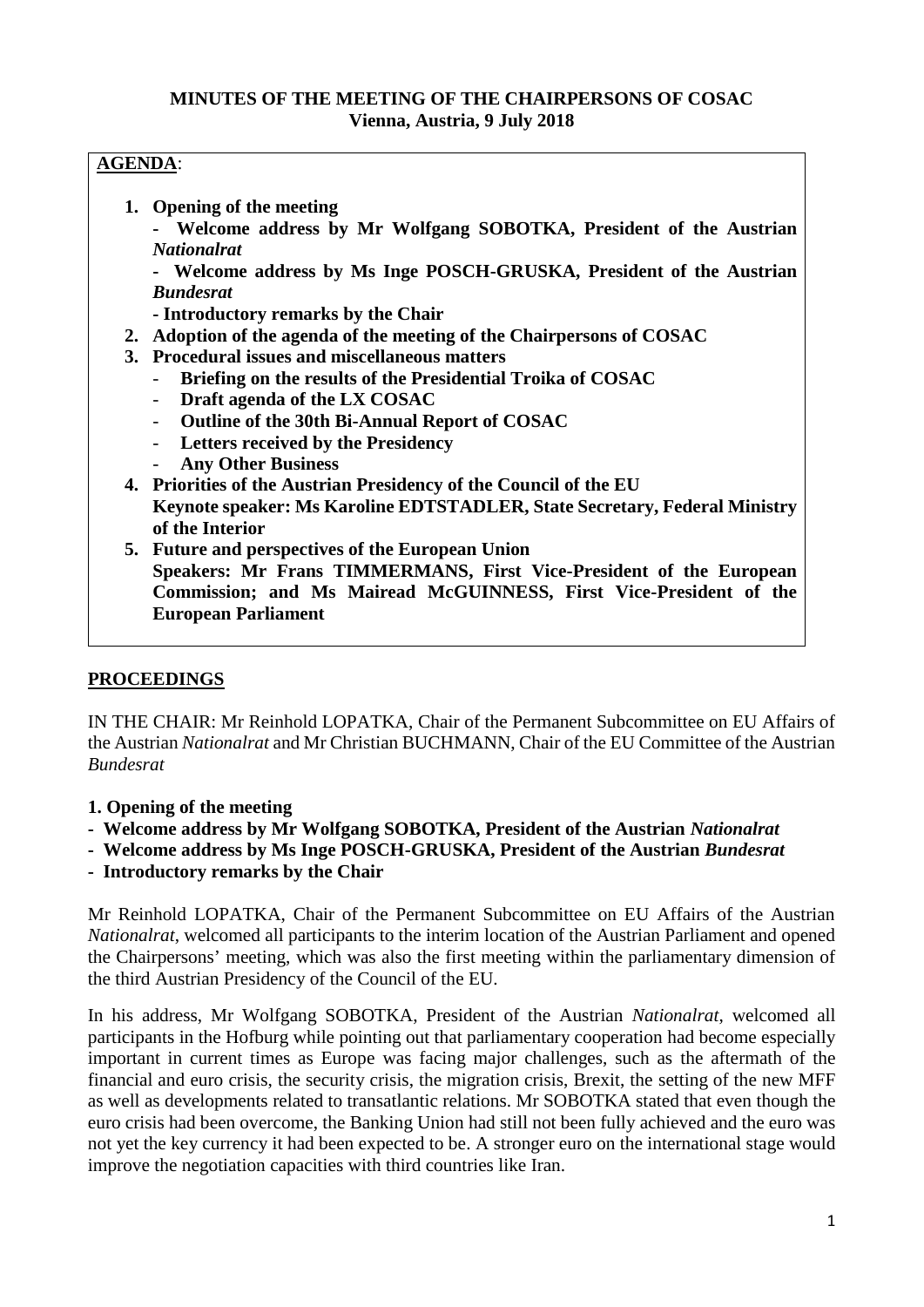# MINUTES OF THE MEETING OF THE CHAIRPERSONS OF COSAC
**Vienna, Austria, 9 July 2018**

**AGENDA**:

1. **Opening of the meeting**
   **- Welcome address by Mr Wolfgang SOBOTKA, President of the Austrian *Nationalrat***
   **- Welcome address by Ms Inge POSCH-GRUSKA, President of the Austrian *Bundesrat***
   **- Introductory remarks by the Chair**
2. **Adoption of the agenda of the meeting of the Chairpersons of COSAC**
3. **Procedural issues and miscellaneous matters**
   - **Briefing on the results of the Presidential Troika of COSAC**
   - **Draft agenda of the LX COSAC**
   - **Outline of the 30th Bi-Annual Report of COSAC**
   - **Letters received by the Presidency**
   - **Any Other Business**
4. **Priorities of the Austrian Presidency of the Council of the EU**
   **Keynote speaker: Ms Karoline EDTSTADLER, State Secretary, Federal Ministry of the Interior**
5. **Future and perspectives of the European Union**
   **Speakers: Mr Frans TIMMERMANS, First Vice-President of the European Commission; and Ms Mairead McGUINNESS, First Vice-President of the European Parliament**

## PROCEEDINGS

IN THE CHAIR: Mr Reinhold LOPATKA, Chair of the Permanent Subcommittee on EU Affairs of the Austrian *Nationalrat* and Mr Christian BUCHMANN, Chair of the EU Committee of the Austrian *Bundesrat*

**1. Opening of the meeting**
**- Welcome address by Mr Wolfgang SOBOTKA, President of the Austrian *Nationalrat***
**- Welcome address by Ms Inge POSCH-GRUSKA, President of the Austrian *Bundesrat***
**- Introductory remarks by the Chair**

Mr Reinhold LOPATKA, Chair of the Permanent Subcommittee on EU Affairs of the Austrian *Nationalrat*, welcomed all participants to the interim location of the Austrian Parliament and opened the Chairpersons' meeting, which was also the first meeting within the parliamentary dimension of the third Austrian Presidency of the Council of the EU.

In his address, Mr Wolfgang SOBOTKA, President of the Austrian *Nationalrat*, welcomed all participants in the Hofburg while pointing out that parliamentary cooperation had become especially important in current times as Europe was facing major challenges, such as the aftermath of the financial and euro crisis, the security crisis, the migration crisis, Brexit, the setting of the new MFF as well as developments related to transatlantic relations. Mr SOBOTKA stated that even though the euro crisis had been overcome, the Banking Union had still not been fully achieved and the euro was not yet the key currency it had been expected to be. A stronger euro on the international stage would improve the negotiation capacities with third countries like Iran.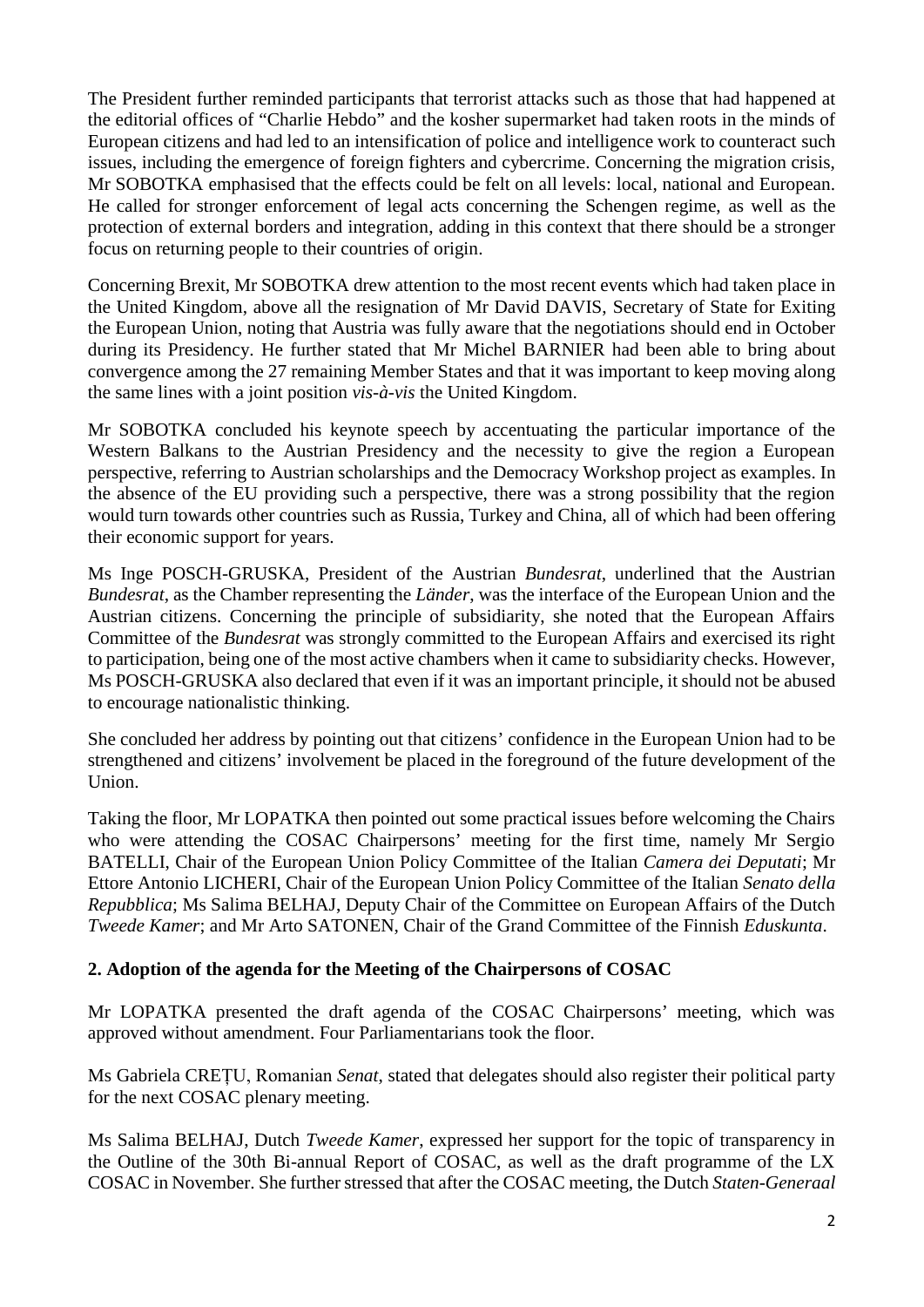The President further reminded participants that terrorist attacks such as those that had happened at the editorial offices of "Charlie Hebdo" and the kosher supermarket had taken roots in the minds of European citizens and had led to an intensification of police and intelligence work to counteract such issues, including the emergence of foreign fighters and cybercrime. Concerning the migration crisis, Mr SOBOTKA emphasised that the effects could be felt on all levels: local, national and European. He called for stronger enforcement of legal acts concerning the Schengen regime, as well as the protection of external borders and integration, adding in this context that there should be a stronger focus on returning people to their countries of origin.

Concerning Brexit, Mr SOBOTKA drew attention to the most recent events which had taken place in the United Kingdom, above all the resignation of Mr David DAVIS, Secretary of State for Exiting the European Union, noting that Austria was fully aware that the negotiations should end in October during its Presidency. He further stated that Mr Michel BARNIER had been able to bring about convergence among the 27 remaining Member States and that it was important to keep moving along the same lines with a joint position *vis-à-vis* the United Kingdom.

Mr SOBOTKA concluded his keynote speech by accentuating the particular importance of the Western Balkans to the Austrian Presidency and the necessity to give the region a European perspective, referring to Austrian scholarships and the Democracy Workshop project as examples. In the absence of the EU providing such a perspective, there was a strong possibility that the region would turn towards other countries such as Russia, Turkey and China, all of which had been offering their economic support for years.

Ms Inge POSCH-GRUSKA, President of the Austrian *Bundesrat*, underlined that the Austrian *Bundesrat*, as the Chamber representing the *Länder*, was the interface of the European Union and the Austrian citizens. Concerning the principle of subsidiarity, she noted that the European Affairs Committee of the *Bundesrat* was strongly committed to the European Affairs and exercised its right to participation, being one of the most active chambers when it came to subsidiarity checks. However, Ms POSCH-GRUSKA also declared that even if it was an important principle, it should not be abused to encourage nationalistic thinking.

She concluded her address by pointing out that citizens' confidence in the European Union had to be strengthened and citizens' involvement be placed in the foreground of the future development of the Union.

Taking the floor, Mr LOPATKA then pointed out some practical issues before welcoming the Chairs who were attending the COSAC Chairpersons' meeting for the first time, namely Mr Sergio BATELLI, Chair of the European Union Policy Committee of the Italian *Camera dei Deputati*; Mr Ettore Antonio LICHERI, Chair of the European Union Policy Committee of the Italian *Senato della Repubblica*; Ms Salima BELHAJ, Deputy Chair of the Committee on European Affairs of the Dutch *Tweede Kamer*; and Mr Arto SATONEN, Chair of the Grand Committee of the Finnish *Eduskunta*.

## 2. Adoption of the agenda for the Meeting of the Chairpersons of COSAC

Mr LOPATKA presented the draft agenda of the COSAC Chairpersons' meeting, which was approved without amendment. Four Parliamentarians took the floor.

Ms Gabriela CREȚU, Romanian *Senat*, stated that delegates should also register their political party for the next COSAC plenary meeting.

Ms Salima BELHAJ, Dutch *Tweede Kamer*, expressed her support for the topic of transparency in the Outline of the 30th Bi-annual Report of COSAC, as well as the draft programme of the LX COSAC in November. She further stressed that after the COSAC meeting, the Dutch *Staten-Generaal*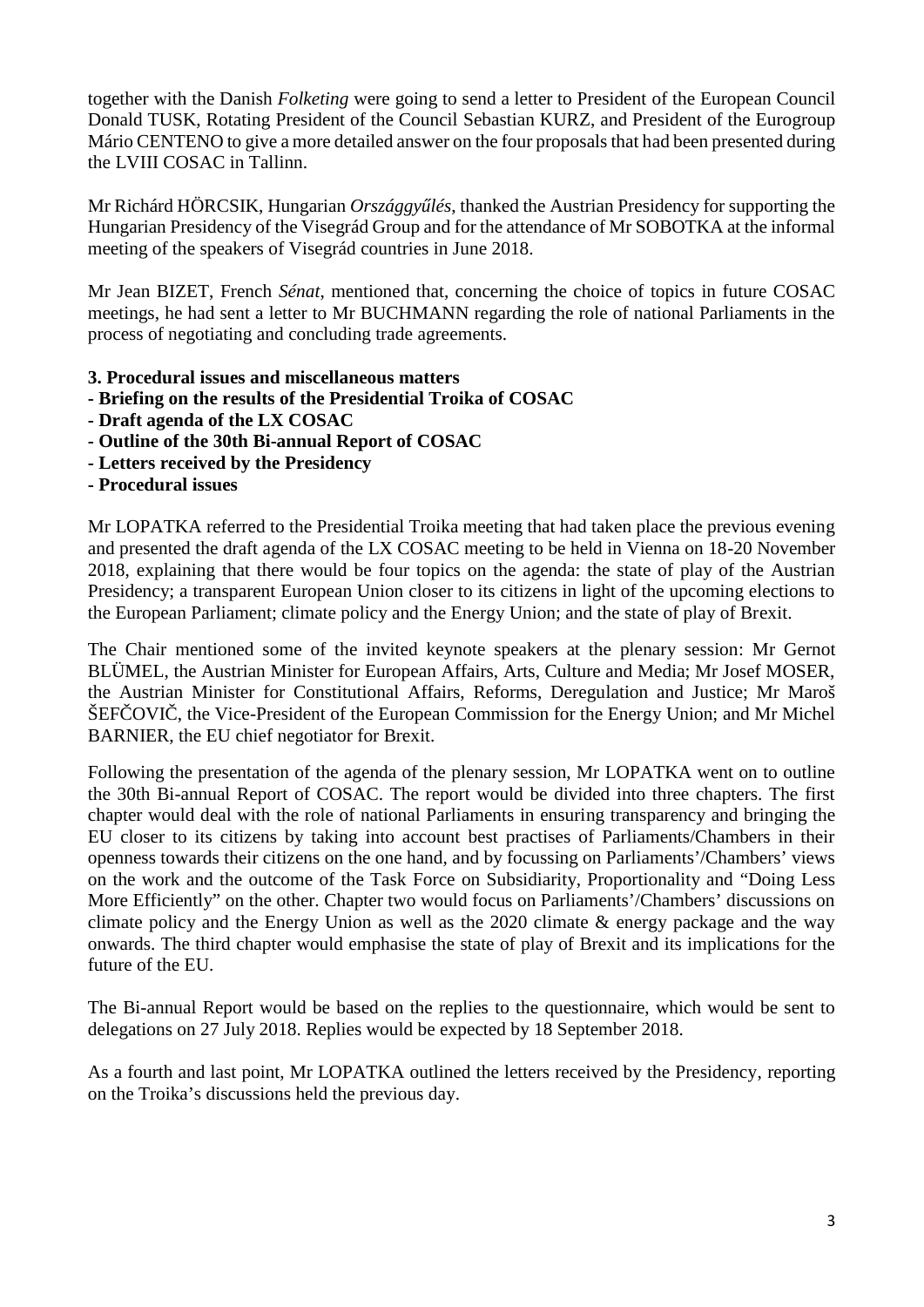together with the Danish *Folketing* were going to send a letter to President of the European Council Donald TUSK, Rotating President of the Council Sebastian KURZ, and President of the Eurogroup Mário CENTENO to give a more detailed answer on the four proposals that had been presented during the LVIII COSAC in Tallinn.

Mr Richárd HÖRCSIK, Hungarian *Országgyűlés*, thanked the Austrian Presidency for supporting the Hungarian Presidency of the Visegrád Group and for the attendance of Mr SOBOTKA at the informal meeting of the speakers of Visegrád countries in June 2018.

Mr Jean BIZET, French *Sénat*, mentioned that, concerning the choice of topics in future COSAC meetings, he had sent a letter to Mr BUCHMANN regarding the role of national Parliaments in the process of negotiating and concluding trade agreements.

**3. Procedural issues and miscellaneous matters**
**- Briefing on the results of the Presidential Troika of COSAC**
**- Draft agenda of the LX COSAC**
**- Outline of the 30th Bi-annual Report of COSAC**
**- Letters received by the Presidency**
**- Procedural issues**

Mr LOPATKA referred to the Presidential Troika meeting that had taken place the previous evening and presented the draft agenda of the LX COSAC meeting to be held in Vienna on 18-20 November 2018, explaining that there would be four topics on the agenda: the state of play of the Austrian Presidency; a transparent European Union closer to its citizens in light of the upcoming elections to the European Parliament; climate policy and the Energy Union; and the state of play of Brexit.

The Chair mentioned some of the invited keynote speakers at the plenary session: Mr Gernot BLÜMEL, the Austrian Minister for European Affairs, Arts, Culture and Media; Mr Josef MOSER, the Austrian Minister for Constitutional Affairs, Reforms, Deregulation and Justice; Mr Maroš ŠEFČOVIČ, the Vice-President of the European Commission for the Energy Union; and Mr Michel BARNIER, the EU chief negotiator for Brexit.

Following the presentation of the agenda of the plenary session, Mr LOPATKA went on to outline the 30th Bi-annual Report of COSAC. The report would be divided into three chapters. The first chapter would deal with the role of national Parliaments in ensuring transparency and bringing the EU closer to its citizens by taking into account best practises of Parliaments/Chambers in their openness towards their citizens on the one hand, and by focussing on Parliaments'/Chambers' views on the work and the outcome of the Task Force on Subsidiarity, Proportionality and "Doing Less More Efficiently" on the other. Chapter two would focus on Parliaments'/Chambers' discussions on climate policy and the Energy Union as well as the 2020 climate & energy package and the way onwards. The third chapter would emphasise the state of play of Brexit and its implications for the future of the EU.

The Bi-annual Report would be based on the replies to the questionnaire, which would be sent to delegations on 27 July 2018. Replies would be expected by 18 September 2018.

As a fourth and last point, Mr LOPATKA outlined the letters received by the Presidency, reporting on the Troika's discussions held the previous day.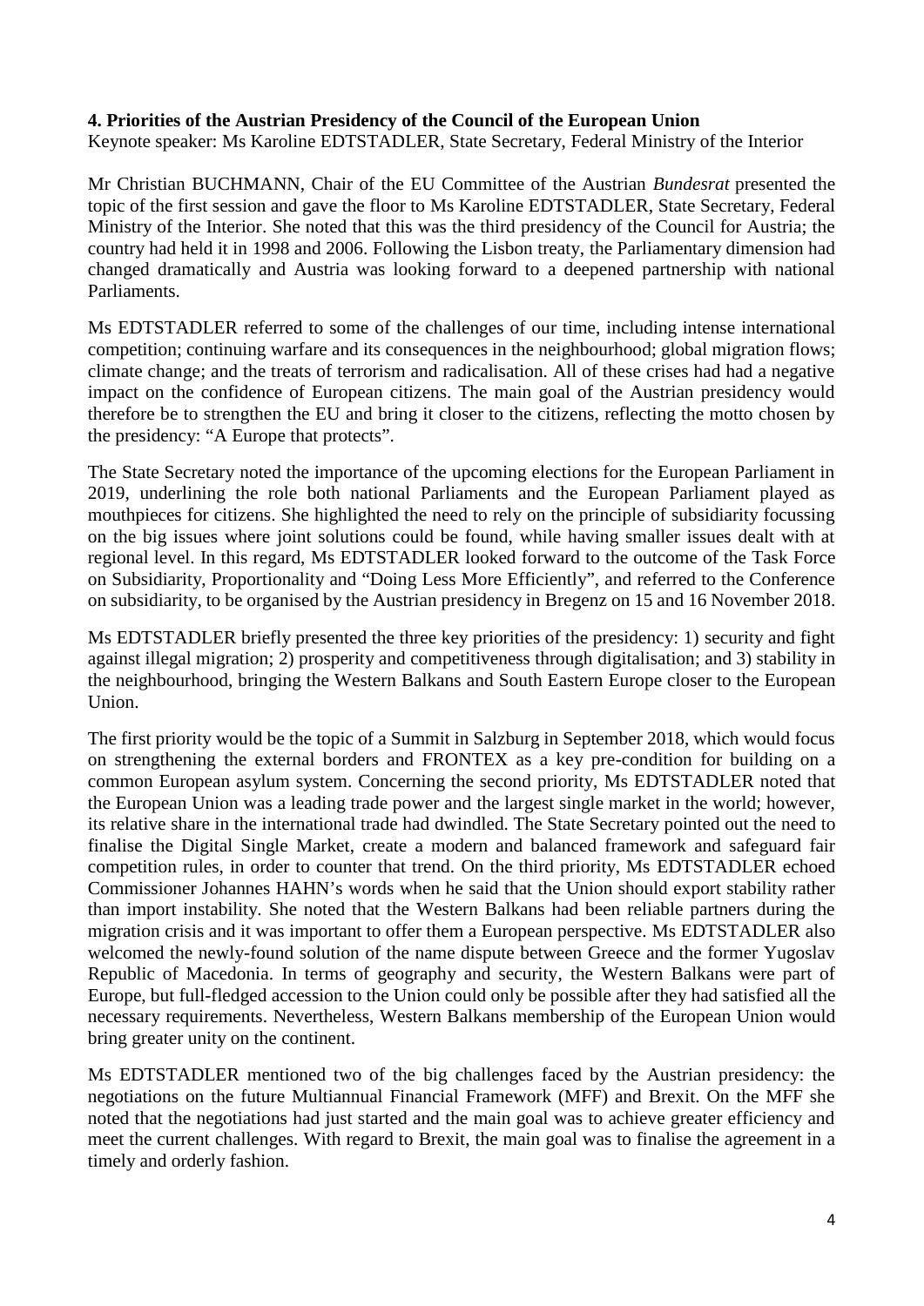**4. Priorities of the Austrian Presidency of the Council of the European Union**

Keynote speaker: Ms Karoline EDTSTADLER, State Secretary, Federal Ministry of the Interior

Mr Christian BUCHMANN, Chair of the EU Committee of the Austrian *Bundesrat* presented the topic of the first session and gave the floor to Ms Karoline EDTSTADLER, State Secretary, Federal Ministry of the Interior. She noted that this was the third presidency of the Council for Austria; the country had held it in 1998 and 2006. Following the Lisbon treaty, the Parliamentary dimension had changed dramatically and Austria was looking forward to a deepened partnership with national Parliaments.

Ms EDTSTADLER referred to some of the challenges of our time, including intense international competition; continuing warfare and its consequences in the neighbourhood; global migration flows; climate change; and the treats of terrorism and radicalisation. All of these crises had had a negative impact on the confidence of European citizens. The main goal of the Austrian presidency would therefore be to strengthen the EU and bring it closer to the citizens, reflecting the motto chosen by the presidency: "A Europe that protects".

The State Secretary noted the importance of the upcoming elections for the European Parliament in 2019, underlining the role both national Parliaments and the European Parliament played as mouthpieces for citizens. She highlighted the need to rely on the principle of subsidiarity focussing on the big issues where joint solutions could be found, while having smaller issues dealt with at regional level. In this regard, Ms EDTSTADLER looked forward to the outcome of the Task Force on Subsidiarity, Proportionality and "Doing Less More Efficiently", and referred to the Conference on subsidiarity, to be organised by the Austrian presidency in Bregenz on 15 and 16 November 2018.

Ms EDTSTADLER briefly presented the three key priorities of the presidency: 1) security and fight against illegal migration; 2) prosperity and competitiveness through digitalisation; and 3) stability in the neighbourhood, bringing the Western Balkans and South Eastern Europe closer to the European Union.

The first priority would be the topic of a Summit in Salzburg in September 2018, which would focus on strengthening the external borders and FRONTEX as a key pre-condition for building on a common European asylum system. Concerning the second priority, Ms EDTSTADLER noted that the European Union was a leading trade power and the largest single market in the world; however, its relative share in the international trade had dwindled. The State Secretary pointed out the need to finalise the Digital Single Market, create a modern and balanced framework and safeguard fair competition rules, in order to counter that trend. On the third priority, Ms EDTSTADLER echoed Commissioner Johannes HAHN's words when he said that the Union should export stability rather than import instability. She noted that the Western Balkans had been reliable partners during the migration crisis and it was important to offer them a European perspective. Ms EDTSTADLER also welcomed the newly-found solution of the name dispute between Greece and the former Yugoslav Republic of Macedonia. In terms of geography and security, the Western Balkans were part of Europe, but full-fledged accession to the Union could only be possible after they had satisfied all the necessary requirements. Nevertheless, Western Balkans membership of the European Union would bring greater unity on the continent.

Ms EDTSTADLER mentioned two of the big challenges faced by the Austrian presidency: the negotiations on the future Multiannual Financial Framework (MFF) and Brexit. On the MFF she noted that the negotiations had just started and the main goal was to achieve greater efficiency and meet the current challenges. With regard to Brexit, the main goal was to finalise the agreement in a timely and orderly fashion.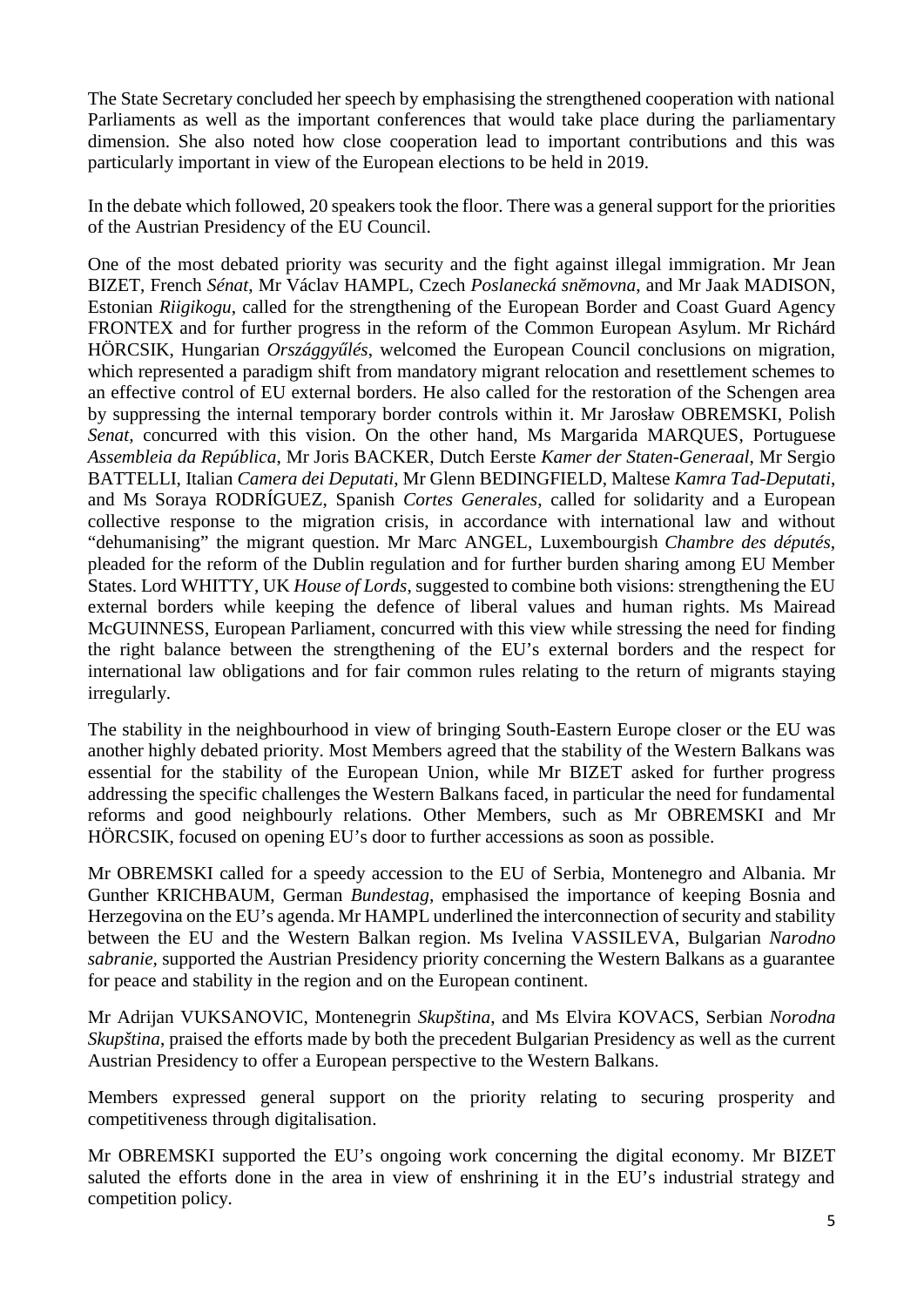The State Secretary concluded her speech by emphasising the strengthened cooperation with national Parliaments as well as the important conferences that would take place during the parliamentary dimension. She also noted how close cooperation lead to important contributions and this was particularly important in view of the European elections to be held in 2019.

In the debate which followed, 20 speakers took the floor. There was a general support for the priorities of the Austrian Presidency of the EU Council.

One of the most debated priority was security and the fight against illegal immigration. Mr Jean BIZET, French *Sénat*, Mr Václav HAMPL, Czech *Poslanecká sněmovna*, and Mr Jaak MADISON, Estonian *Riigikogu*, called for the strengthening of the European Border and Coast Guard Agency FRONTEX and for further progress in the reform of the Common European Asylum. Mr Richárd HÖRCSIK, Hungarian *Országgyűlés*, welcomed the European Council conclusions on migration, which represented a paradigm shift from mandatory migrant relocation and resettlement schemes to an effective control of EU external borders. He also called for the restoration of the Schengen area by suppressing the internal temporary border controls within it. Mr Jarosław OBREMSKI, Polish *Senat*, concurred with this vision. On the other hand, Ms Margarida MARQUES, Portuguese *Assembleia da República*, Mr Joris BACKER, Dutch Eerste *Kamer der Staten-Generaal*, Mr Sergio BATTELLI, Italian *Camera dei Deputati*, Mr Glenn BEDINGFIELD, Maltese *Kamra Tad-Deputati*, and Ms Soraya RODRÍGUEZ, Spanish *Cortes Generales*, called for solidarity and a European collective response to the migration crisis, in accordance with international law and without "dehumanising" the migrant question. Mr Marc ANGEL, Luxembourgish *Chambre des députés*, pleaded for the reform of the Dublin regulation and for further burden sharing among EU Member States. Lord WHITTY, UK *House of Lords*, suggested to combine both visions: strengthening the EU external borders while keeping the defence of liberal values and human rights. Ms Mairead McGUINNESS, European Parliament, concurred with this view while stressing the need for finding the right balance between the strengthening of the EU's external borders and the respect for international law obligations and for fair common rules relating to the return of migrants staying irregularly.

The stability in the neighbourhood in view of bringing South-Eastern Europe closer or the EU was another highly debated priority. Most Members agreed that the stability of the Western Balkans was essential for the stability of the European Union, while Mr BIZET asked for further progress addressing the specific challenges the Western Balkans faced, in particular the need for fundamental reforms and good neighbourly relations. Other Members, such as Mr OBREMSKI and Mr HÖRCSIK, focused on opening EU's door to further accessions as soon as possible.

Mr OBREMSKI called for a speedy accession to the EU of Serbia, Montenegro and Albania. Mr Gunther KRICHBAUM, German *Bundestag*, emphasised the importance of keeping Bosnia and Herzegovina on the EU's agenda. Mr HAMPL underlined the interconnection of security and stability between the EU and the Western Balkan region. Ms Ivelina VASSILEVA, Bulgarian *Narodno sabranie*, supported the Austrian Presidency priority concerning the Western Balkans as a guarantee for peace and stability in the region and on the European continent.

Mr Adrijan VUKSANOVIC, Montenegrin *Skupština*, and Ms Elvira KOVACS, Serbian *Norodna Skupština*, praised the efforts made by both the precedent Bulgarian Presidency as well as the current Austrian Presidency to offer a European perspective to the Western Balkans.

Members expressed general support on the priority relating to securing prosperity and competitiveness through digitalisation.

Mr OBREMSKI supported the EU's ongoing work concerning the digital economy. Mr BIZET saluted the efforts done in the area in view of enshrining it in the EU's industrial strategy and competition policy.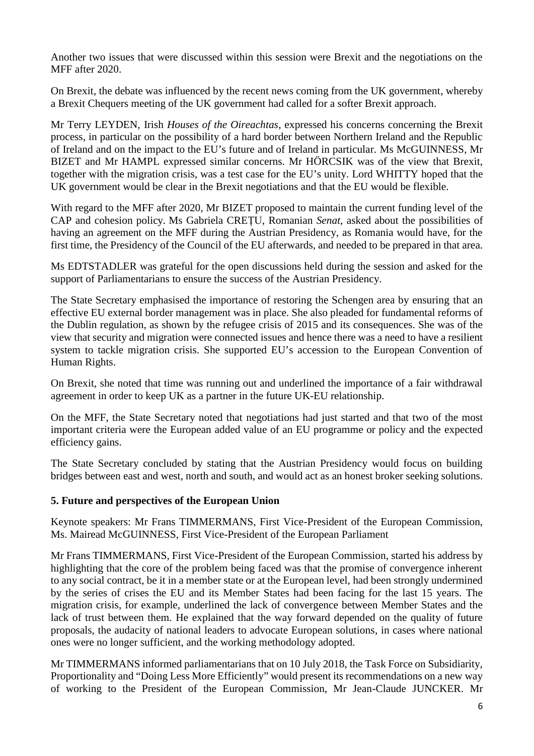Another two issues that were discussed within this session were Brexit and the negotiations on the MFF after 2020.

On Brexit, the debate was influenced by the recent news coming from the UK government, whereby a Brexit Chequers meeting of the UK government had called for a softer Brexit approach.

Mr Terry LEYDEN, Irish *Houses of the Oireachtas*, expressed his concerns concerning the Brexit process, in particular on the possibility of a hard border between Northern Ireland and the Republic of Ireland and on the impact to the EU's future and of Ireland in particular. Ms McGUINNESS, Mr BIZET and Mr HAMPL expressed similar concerns. Mr HÖRCSIK was of the view that Brexit, together with the migration crisis, was a test case for the EU's unity. Lord WHITTY hoped that the UK government would be clear in the Brexit negotiations and that the EU would be flexible.

With regard to the MFF after 2020, Mr BIZET proposed to maintain the current funding level of the CAP and cohesion policy. Ms Gabriela CREȚU, Romanian *Senat*, asked about the possibilities of having an agreement on the MFF during the Austrian Presidency, as Romania would have, for the first time, the Presidency of the Council of the EU afterwards, and needed to be prepared in that area.

Ms EDTSTADLER was grateful for the open discussions held during the session and asked for the support of Parliamentarians to ensure the success of the Austrian Presidency.

The State Secretary emphasised the importance of restoring the Schengen area by ensuring that an effective EU external border management was in place. She also pleaded for fundamental reforms of the Dublin regulation, as shown by the refugee crisis of 2015 and its consequences. She was of the view that security and migration were connected issues and hence there was a need to have a resilient system to tackle migration crisis. She supported EU's accession to the European Convention of Human Rights.

On Brexit, she noted that time was running out and underlined the importance of a fair withdrawal agreement in order to keep UK as a partner in the future UK-EU relationship.

On the MFF, the State Secretary noted that negotiations had just started and that two of the most important criteria were the European added value of an EU programme or policy and the expected efficiency gains.

The State Secretary concluded by stating that the Austrian Presidency would focus on building bridges between east and west, north and south, and would act as an honest broker seeking solutions.

## 5. Future and perspectives of the European Union

Keynote speakers: Mr Frans TIMMERMANS, First Vice-President of the European Commission, Ms. Mairead McGUINNESS, First Vice-President of the European Parliament

Mr Frans TIMMERMANS, First Vice-President of the European Commission, started his address by highlighting that the core of the problem being faced was that the promise of convergence inherent to any social contract, be it in a member state or at the European level, had been strongly undermined by the series of crises the EU and its Member States had been facing for the last 15 years. The migration crisis, for example, underlined the lack of convergence between Member States and the lack of trust between them. He explained that the way forward depended on the quality of future proposals, the audacity of national leaders to advocate European solutions, in cases where national ones were no longer sufficient, and the working methodology adopted.

Mr TIMMERMANS informed parliamentarians that on 10 July 2018, the Task Force on Subsidiarity, Proportionality and "Doing Less More Efficiently" would present its recommendations on a new way of working to the President of the European Commission, Mr Jean-Claude JUNCKER. Mr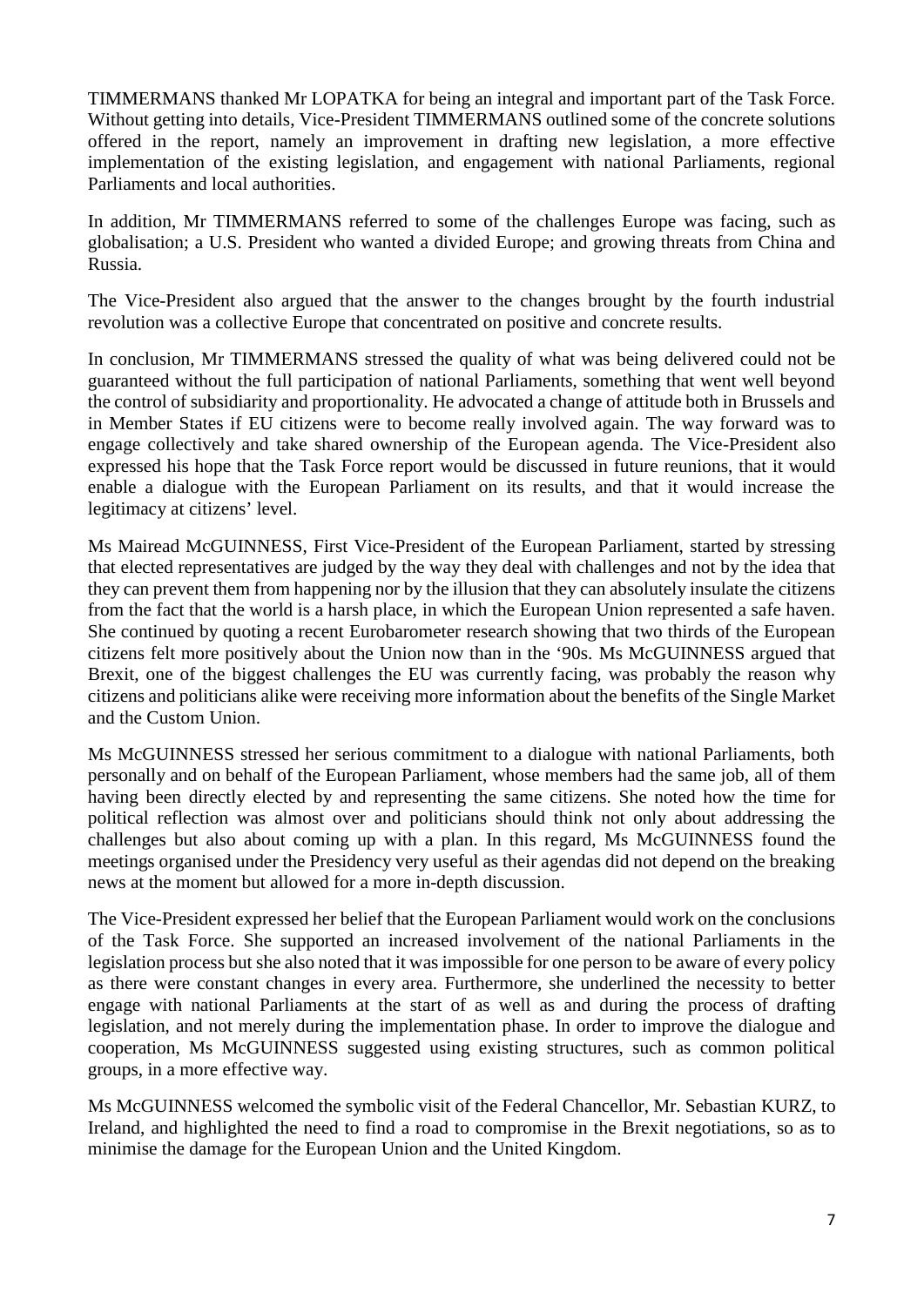TIMMERMANS thanked Mr LOPATKA for being an integral and important part of the Task Force. Without getting into details, Vice-President TIMMERMANS outlined some of the concrete solutions offered in the report, namely an improvement in drafting new legislation, a more effective implementation of the existing legislation, and engagement with national Parliaments, regional Parliaments and local authorities.

In addition, Mr TIMMERMANS referred to some of the challenges Europe was facing, such as globalisation; a U.S. President who wanted a divided Europe; and growing threats from China and Russia.

The Vice-President also argued that the answer to the changes brought by the fourth industrial revolution was a collective Europe that concentrated on positive and concrete results.

In conclusion, Mr TIMMERMANS stressed the quality of what was being delivered could not be guaranteed without the full participation of national Parliaments, something that went well beyond the control of subsidiarity and proportionality. He advocated a change of attitude both in Brussels and in Member States if EU citizens were to become really involved again. The way forward was to engage collectively and take shared ownership of the European agenda. The Vice-President also expressed his hope that the Task Force report would be discussed in future reunions, that it would enable a dialogue with the European Parliament on its results, and that it would increase the legitimacy at citizens' level.

Ms Mairead McGUINNESS, First Vice-President of the European Parliament, started by stressing that elected representatives are judged by the way they deal with challenges and not by the idea that they can prevent them from happening nor by the illusion that they can absolutely insulate the citizens from the fact that the world is a harsh place, in which the European Union represented a safe haven. She continued by quoting a recent Eurobarometer research showing that two thirds of the European citizens felt more positively about the Union now than in the '90s. Ms McGUINNESS argued that Brexit, one of the biggest challenges the EU was currently facing, was probably the reason why citizens and politicians alike were receiving more information about the benefits of the Single Market and the Custom Union.

Ms McGUINNESS stressed her serious commitment to a dialogue with national Parliaments, both personally and on behalf of the European Parliament, whose members had the same job, all of them having been directly elected by and representing the same citizens. She noted how the time for political reflection was almost over and politicians should think not only about addressing the challenges but also about coming up with a plan. In this regard, Ms McGUINNESS found the meetings organised under the Presidency very useful as their agendas did not depend on the breaking news at the moment but allowed for a more in-depth discussion.

The Vice-President expressed her belief that the European Parliament would work on the conclusions of the Task Force. She supported an increased involvement of the national Parliaments in the legislation process but she also noted that it was impossible for one person to be aware of every policy as there were constant changes in every area. Furthermore, she underlined the necessity to better engage with national Parliaments at the start of as well as and during the process of drafting legislation, and not merely during the implementation phase. In order to improve the dialogue and cooperation, Ms McGUINNESS suggested using existing structures, such as common political groups, in a more effective way.

Ms McGUINNESS welcomed the symbolic visit of the Federal Chancellor, Mr. Sebastian KURZ, to Ireland, and highlighted the need to find a road to compromise in the Brexit negotiations, so as to minimise the damage for the European Union and the United Kingdom.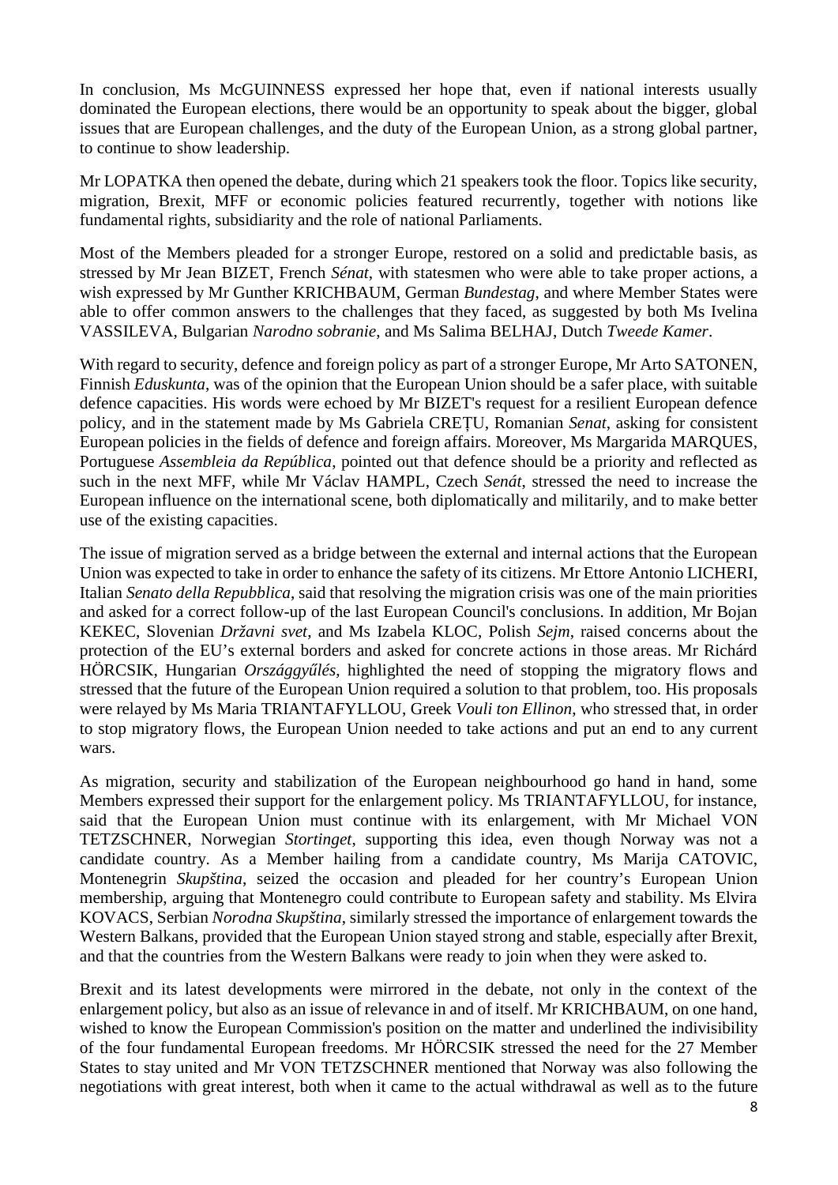In conclusion, Ms McGUINNESS expressed her hope that, even if national interests usually dominated the European elections, there would be an opportunity to speak about the bigger, global issues that are European challenges, and the duty of the European Union, as a strong global partner, to continue to show leadership.

Mr LOPATKA then opened the debate, during which 21 speakers took the floor. Topics like security, migration, Brexit, MFF or economic policies featured recurrently, together with notions like fundamental rights, subsidiarity and the role of national Parliaments.

Most of the Members pleaded for a stronger Europe, restored on a solid and predictable basis, as stressed by Mr Jean BIZET, French *Sénat*, with statesmen who were able to take proper actions, a wish expressed by Mr Gunther KRICHBAUM, German *Bundestag*, and where Member States were able to offer common answers to the challenges that they faced, as suggested by both Ms Ivelina VASSILEVA, Bulgarian *Narodno sobranie*, and Ms Salima BELHAJ, Dutch *Tweede Kamer*.

With regard to security, defence and foreign policy as part of a stronger Europe, Mr Arto SATONEN, Finnish *Eduskunta*, was of the opinion that the European Union should be a safer place, with suitable defence capacities. His words were echoed by Mr BIZET's request for a resilient European defence policy, and in the statement made by Ms Gabriela CREȚU, Romanian *Senat*, asking for consistent European policies in the fields of defence and foreign affairs. Moreover, Ms Margarida MARQUES, Portuguese *Assembleia da República*, pointed out that defence should be a priority and reflected as such in the next MFF, while Mr Václav HAMPL, Czech *Senát*, stressed the need to increase the European influence on the international scene, both diplomatically and militarily, and to make better use of the existing capacities.

The issue of migration served as a bridge between the external and internal actions that the European Union was expected to take in order to enhance the safety of its citizens. Mr Ettore Antonio LICHERI, Italian *Senato della Repubblica*, said that resolving the migration crisis was one of the main priorities and asked for a correct follow-up of the last European Council's conclusions. In addition, Mr Bojan KEKEC, Slovenian *Državni svet*, and Ms Izabela KLOC, Polish *Sejm*, raised concerns about the protection of the EU's external borders and asked for concrete actions in those areas. Mr Richárd HÖRCSIK, Hungarian *Országgyűlés*, highlighted the need of stopping the migratory flows and stressed that the future of the European Union required a solution to that problem, too. His proposals were relayed by Ms Maria TRIANTAFYLLOU, Greek *Vouli ton Ellinon*, who stressed that, in order to stop migratory flows, the European Union needed to take actions and put an end to any current wars.

As migration, security and stabilization of the European neighbourhood go hand in hand, some Members expressed their support for the enlargement policy. Ms TRIANTAFYLLOU, for instance, said that the European Union must continue with its enlargement, with Mr Michael VON TETZSCHNER, Norwegian *Stortinget*, supporting this idea, even though Norway was not a candidate country. As a Member hailing from a candidate country, Ms Marija CATOVIC, Montenegrin *Skupština*, seized the occasion and pleaded for her country's European Union membership, arguing that Montenegro could contribute to European safety and stability. Ms Elvira KOVACS, Serbian *Norodna Skupština*, similarly stressed the importance of enlargement towards the Western Balkans, provided that the European Union stayed strong and stable, especially after Brexit, and that the countries from the Western Balkans were ready to join when they were asked to.

Brexit and its latest developments were mirrored in the debate, not only in the context of the enlargement policy, but also as an issue of relevance in and of itself. Mr KRICHBAUM, on one hand, wished to know the European Commission's position on the matter and underlined the indivisibility of the four fundamental European freedoms. Mr HÖRCSIK stressed the need for the 27 Member States to stay united and Mr VON TETZSCHNER mentioned that Norway was also following the negotiations with great interest, both when it came to the actual withdrawal as well as to the future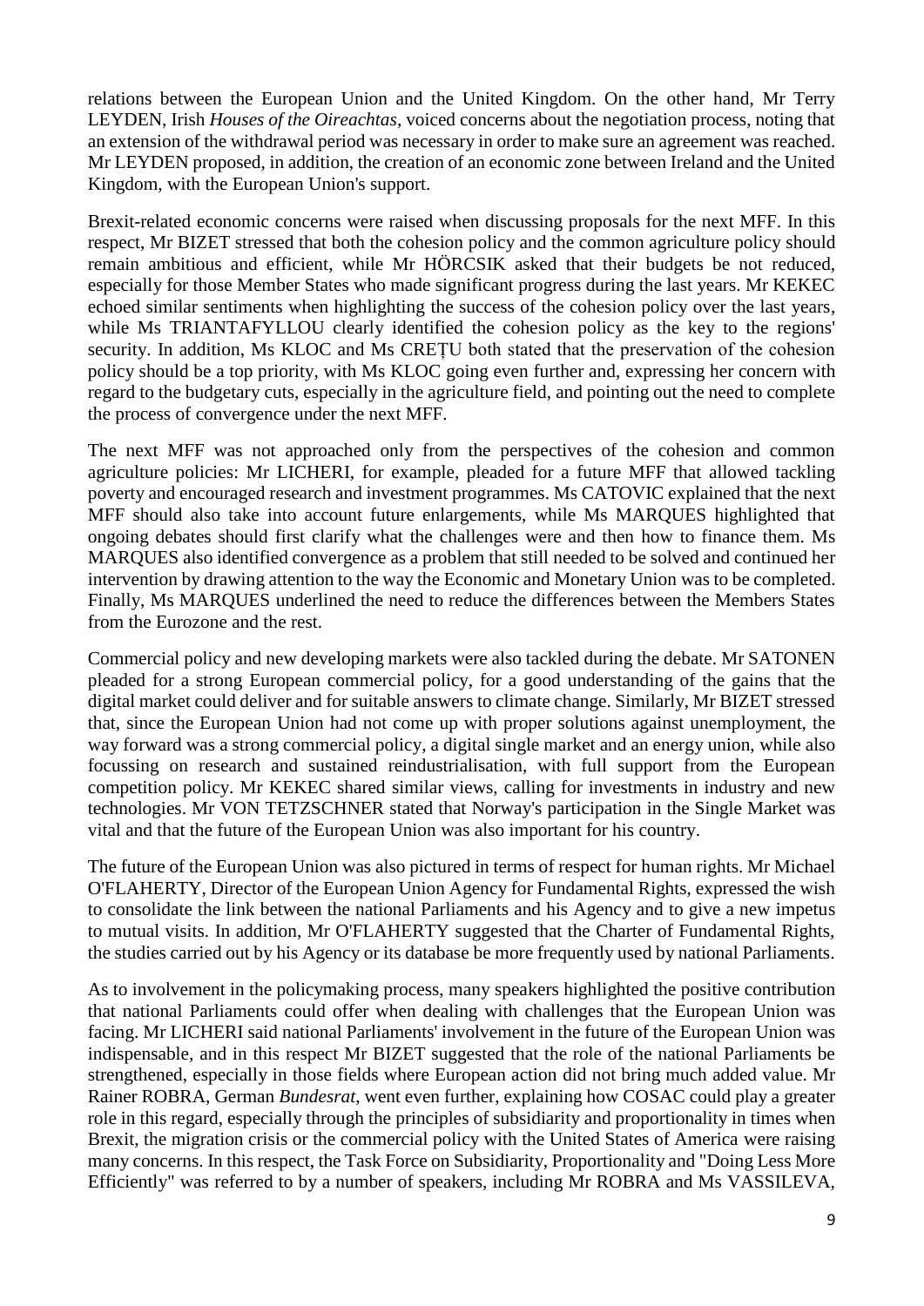relations between the European Union and the United Kingdom. On the other hand, Mr Terry LEYDEN, Irish *Houses of the Oireachtas*, voiced concerns about the negotiation process, noting that an extension of the withdrawal period was necessary in order to make sure an agreement was reached. Mr LEYDEN proposed, in addition, the creation of an economic zone between Ireland and the United Kingdom, with the European Union's support.

Brexit-related economic concerns were raised when discussing proposals for the next MFF. In this respect, Mr BIZET stressed that both the cohesion policy and the common agriculture policy should remain ambitious and efficient, while Mr HÖRCSIK asked that their budgets be not reduced, especially for those Member States who made significant progress during the last years. Mr KEKEC echoed similar sentiments when highlighting the success of the cohesion policy over the last years, while Ms TRIANTAFYLLOU clearly identified the cohesion policy as the key to the regions' security. In addition, Ms KLOC and Ms CREȚU both stated that the preservation of the cohesion policy should be a top priority, with Ms KLOC going even further and, expressing her concern with regard to the budgetary cuts, especially in the agriculture field, and pointing out the need to complete the process of convergence under the next MFF.

The next MFF was not approached only from the perspectives of the cohesion and common agriculture policies: Mr LICHERI, for example, pleaded for a future MFF that allowed tackling poverty and encouraged research and investment programmes. Ms CATOVIC explained that the next MFF should also take into account future enlargements, while Ms MARQUES highlighted that ongoing debates should first clarify what the challenges were and then how to finance them. Ms MARQUES also identified convergence as a problem that still needed to be solved and continued her intervention by drawing attention to the way the Economic and Monetary Union was to be completed. Finally, Ms MARQUES underlined the need to reduce the differences between the Members States from the Eurozone and the rest.

Commercial policy and new developing markets were also tackled during the debate. Mr SATONEN pleaded for a strong European commercial policy, for a good understanding of the gains that the digital market could deliver and for suitable answers to climate change. Similarly, Mr BIZET stressed that, since the European Union had not come up with proper solutions against unemployment, the way forward was a strong commercial policy, a digital single market and an energy union, while also focussing on research and sustained reindustrialisation, with full support from the European competition policy. Mr KEKEC shared similar views, calling for investments in industry and new technologies. Mr VON TETZSCHNER stated that Norway's participation in the Single Market was vital and that the future of the European Union was also important for his country.

The future of the European Union was also pictured in terms of respect for human rights. Mr Michael O'FLAHERTY, Director of the European Union Agency for Fundamental Rights, expressed the wish to consolidate the link between the national Parliaments and his Agency and to give a new impetus to mutual visits. In addition, Mr O'FLAHERTY suggested that the Charter of Fundamental Rights, the studies carried out by his Agency or its database be more frequently used by national Parliaments.

As to involvement in the policymaking process, many speakers highlighted the positive contribution that national Parliaments could offer when dealing with challenges that the European Union was facing. Mr LICHERI said national Parliaments' involvement in the future of the European Union was indispensable, and in this respect Mr BIZET suggested that the role of the national Parliaments be strengthened, especially in those fields where European action did not bring much added value. Mr Rainer ROBRA, German *Bundesrat*, went even further, explaining how COSAC could play a greater role in this regard, especially through the principles of subsidiarity and proportionality in times when Brexit, the migration crisis or the commercial policy with the United States of America were raising many concerns. In this respect, the Task Force on Subsidiarity, Proportionality and "Doing Less More Efficiently" was referred to by a number of speakers, including Mr ROBRA and Ms VASSILEVA,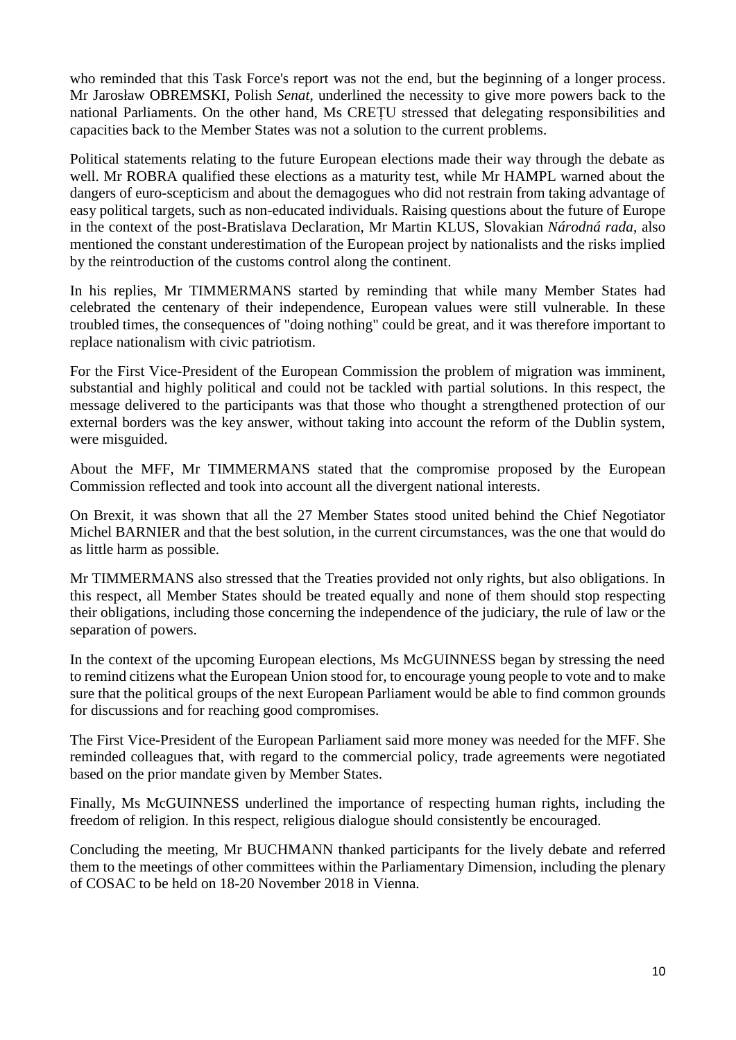who reminded that this Task Force's report was not the end, but the beginning of a longer process. Mr Jarosław OBREMSKI, Polish *Senat*, underlined the necessity to give more powers back to the national Parliaments. On the other hand, Ms CREȚU stressed that delegating responsibilities and capacities back to the Member States was not a solution to the current problems.

Political statements relating to the future European elections made their way through the debate as well. Mr ROBRA qualified these elections as a maturity test, while Mr HAMPL warned about the dangers of euro-scepticism and about the demagogues who did not restrain from taking advantage of easy political targets, such as non-educated individuals. Raising questions about the future of Europe in the context of the post-Bratislava Declaration, Mr Martin KLUS, Slovakian *Národná rada*, also mentioned the constant underestimation of the European project by nationalists and the risks implied by the reintroduction of the customs control along the continent.

In his replies, Mr TIMMERMANS started by reminding that while many Member States had celebrated the centenary of their independence, European values were still vulnerable. In these troubled times, the consequences of "doing nothing" could be great, and it was therefore important to replace nationalism with civic patriotism.

For the First Vice-President of the European Commission the problem of migration was imminent, substantial and highly political and could not be tackled with partial solutions. In this respect, the message delivered to the participants was that those who thought a strengthened protection of our external borders was the key answer, without taking into account the reform of the Dublin system, were misguided.

About the MFF, Mr TIMMERMANS stated that the compromise proposed by the European Commission reflected and took into account all the divergent national interests.

On Brexit, it was shown that all the 27 Member States stood united behind the Chief Negotiator Michel BARNIER and that the best solution, in the current circumstances, was the one that would do as little harm as possible.

Mr TIMMERMANS also stressed that the Treaties provided not only rights, but also obligations. In this respect, all Member States should be treated equally and none of them should stop respecting their obligations, including those concerning the independence of the judiciary, the rule of law or the separation of powers.

In the context of the upcoming European elections, Ms McGUINNESS began by stressing the need to remind citizens what the European Union stood for, to encourage young people to vote and to make sure that the political groups of the next European Parliament would be able to find common grounds for discussions and for reaching good compromises.

The First Vice-President of the European Parliament said more money was needed for the MFF. She reminded colleagues that, with regard to the commercial policy, trade agreements were negotiated based on the prior mandate given by Member States.

Finally, Ms McGUINNESS underlined the importance of respecting human rights, including the freedom of religion. In this respect, religious dialogue should consistently be encouraged.

Concluding the meeting, Mr BUCHMANN thanked participants for the lively debate and referred them to the meetings of other committees within the Parliamentary Dimension, including the plenary of COSAC to be held on 18-20 November 2018 in Vienna.